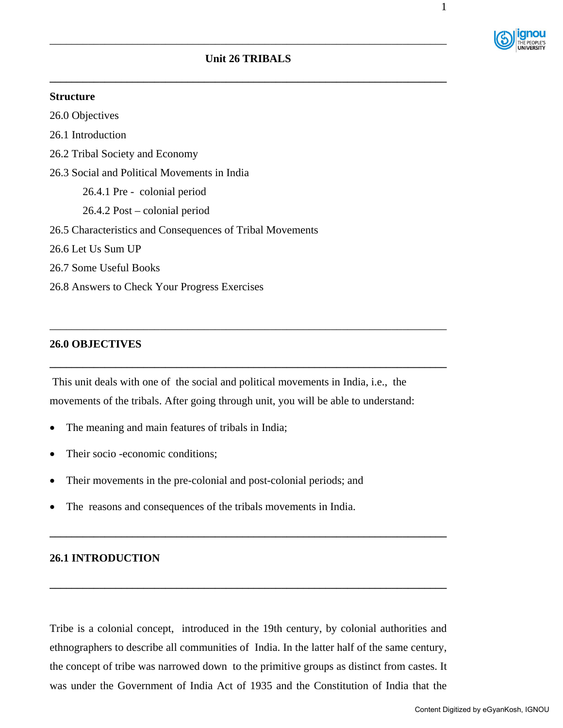# Unit 26 TRIBALS

**Structure**

26.0 Objectives

26.1 Introduction

26.2 Tribal Society and Economy

26.3 Social and Political Movements in India

  26.4.1 Pre - colonial period

  26.4.2 Post – colonial period

26.5 Characteristics and Consequences of Tribal Movements

26.6 Let Us Sum UP

26.7 Some Useful Books

26.8 Answers to Check Your Progress Exercises

## 26.0 OBJECTIVES

This unit deals with one of the social and political movements in India, i.e., the movements of the tribals. After going through unit, you will be able to understand:

- The meaning and main features of tribals in India;
- Their socio -economic conditions;
- Their movements in the pre-colonial and post-colonial periods; and
- The reasons and consequences of the tribals movements in India.

## 26.1 INTRODUCTION

Tribe is a colonial concept, introduced in the 19th century, by colonial authorities and ethnographers to describe all communities of India. In the latter half of the same century, the concept of tribe was narrowed down to the primitive groups as distinct from castes. It was under the Government of India Act of 1935 and the Constitution of India that the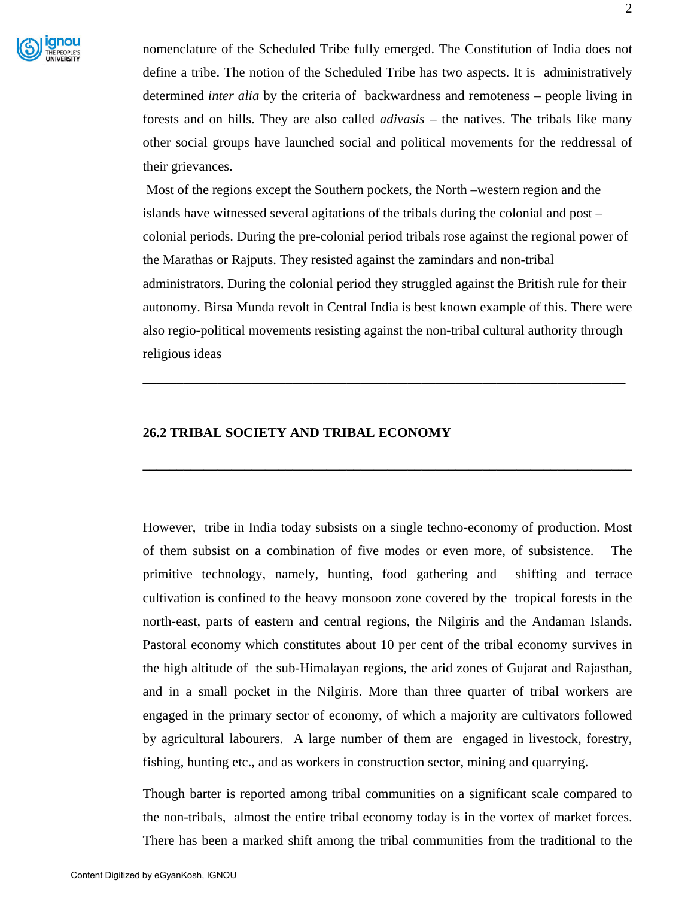nomenclature of the Scheduled Tribe fully emerged. The Constitution of India does not define a tribe. The notion of the Scheduled Tribe has two aspects. It is administratively determined *inter alia* by the criteria of backwardness and remoteness – people living in forests and on hills. They are also called *adivasis* – the natives. The tribals like many other social groups have launched social and political movements for the reddressal of their grievances.

Most of the regions except the Southern pockets, the North –western region and the islands have witnessed several agitations of the tribals during the colonial and post –colonial periods. During the pre-colonial period tribals rose against the regional power of the Marathas or Rajputs. They resisted against the zamindars and non-tribal administrators. During the colonial period they struggled against the British rule for their autonomy. Birsa Munda revolt in Central India is best known example of this. There were also regio-political movements resisting against the non-tribal cultural authority through religious ideas

---

## 26.2 TRIBAL SOCIETY AND TRIBAL ECONOMY

---

However, tribe in India today subsists on a single techno-economy of production. Most of them subsist on a combination of five modes or even more, of subsistence. The primitive technology, namely, hunting, food gathering and shifting and terrace cultivation is confined to the heavy monsoon zone covered by the tropical forests in the north-east, parts of eastern and central regions, the Nilgiris and the Andaman Islands. Pastoral economy which constitutes about 10 per cent of the tribal economy survives in the high altitude of the sub-Himalayan regions, the arid zones of Gujarat and Rajasthan, and in a small pocket in the Nilgiris. More than three quarter of tribal workers are engaged in the primary sector of economy, of which a majority are cultivators followed by agricultural labourers. A large number of them are engaged in livestock, forestry, fishing, hunting etc., and as workers in construction sector, mining and quarrying.

Though barter is reported among tribal communities on a significant scale compared to the non-tribals, almost the entire tribal economy today is in the vortex of market forces. There has been a marked shift among the tribal communities from the traditional to the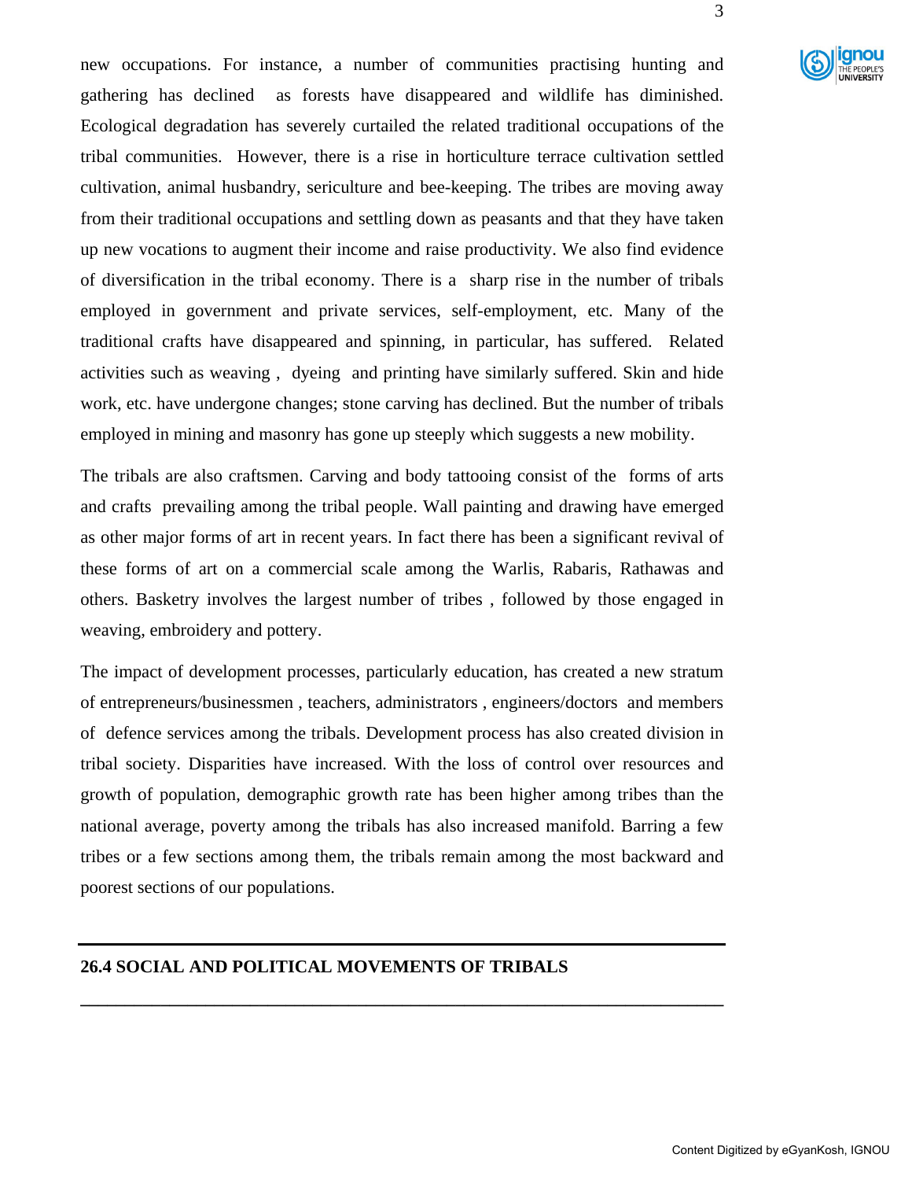new occupations. For instance, a number of communities practising hunting and gathering has declined as forests have disappeared and wildlife has diminished. Ecological degradation has severely curtailed the related traditional occupations of the tribal communities. However, there is a rise in horticulture terrace cultivation settled cultivation, animal husbandry, sericulture and bee-keeping. The tribes are moving away from their traditional occupations and settling down as peasants and that they have taken up new vocations to augment their income and raise productivity. We also find evidence of diversification in the tribal economy. There is a sharp rise in the number of tribals employed in government and private services, self-employment, etc. Many of the traditional crafts have disappeared and spinning, in particular, has suffered. Related activities such as weaving , dyeing and printing have similarly suffered. Skin and hide work, etc. have undergone changes; stone carving has declined. But the number of tribals employed in mining and masonry has gone up steeply which suggests a new mobility.

The tribals are also craftsmen. Carving and body tattooing consist of the forms of arts and crafts prevailing among the tribal people. Wall painting and drawing have emerged as other major forms of art in recent years. In fact there has been a significant revival of these forms of art on a commercial scale among the Warlis, Rabaris, Rathawas and others. Basketry involves the largest number of tribes , followed by those engaged in weaving, embroidery and pottery.

The impact of development processes, particularly education, has created a new stratum of entrepreneurs/businessmen , teachers, administrators , engineers/doctors and members of defence services among the tribals. Development process has also created division in tribal society. Disparities have increased. With the loss of control over resources and growth of population, demographic growth rate has been higher among tribes than the national average, poverty among the tribals has also increased manifold. Barring a few tribes or a few sections among them, the tribals remain among the most backward and poorest sections of our populations.

## 26.4 SOCIAL AND POLITICAL MOVEMENTS OF TRIBALS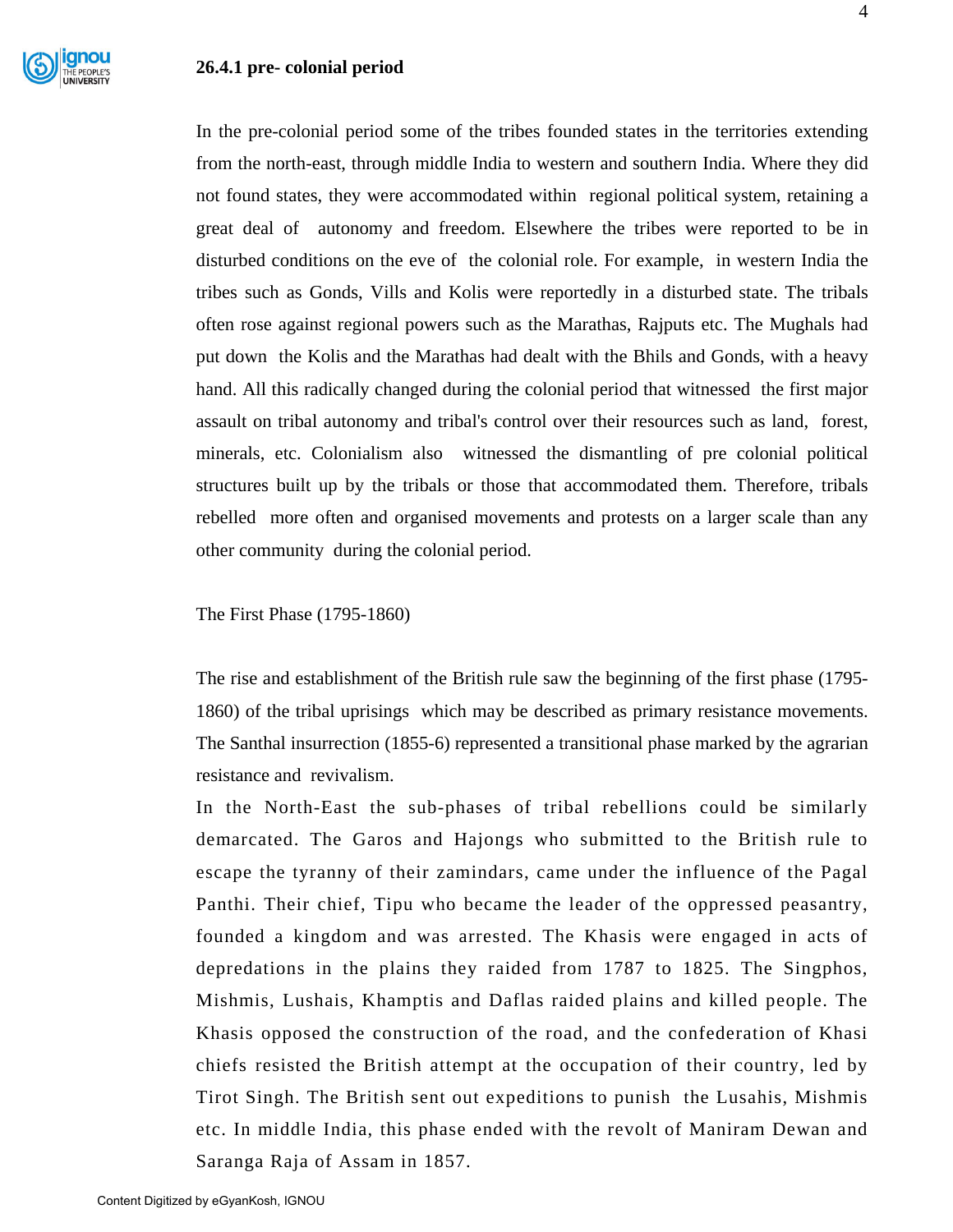### 26.4.1 pre- colonial period

In the pre-colonial period some of the tribes founded states in the territories extending from the north-east, through middle India to western and southern India. Where they did not found states, they were accommodated within regional political system, retaining a great deal of autonomy and freedom. Elsewhere the tribes were reported to be in disturbed conditions on the eve of the colonial role. For example, in western India the tribes such as Gonds, Vills and Kolis were reportedly in a disturbed state. The tribals often rose against regional powers such as the Marathas, Rajputs etc. The Mughals had put down the Kolis and the Marathas had dealt with the Bhils and Gonds, with a heavy hand. All this radically changed during the colonial period that witnessed the first major assault on tribal autonomy and tribal's control over their resources such as land, forest, minerals, etc. Colonialism also witnessed the dismantling of pre colonial political structures built up by the tribals or those that accommodated them. Therefore, tribals rebelled more often and organised movements and protests on a larger scale than any other community during the colonial period.

The First Phase (1795-1860)

The rise and establishment of the British rule saw the beginning of the first phase (1795-1860) of the tribal uprisings which may be described as primary resistance movements. The Santhal insurrection (1855-6) represented a transitional phase marked by the agrarian resistance and revivalism.

In the North-East the sub-phases of tribal rebellions could be similarly demarcated. The Garos and Hajongs who submitted to the British rule to escape the tyranny of their zamindars, came under the influence of the Pagal Panthi. Their chief, Tipu who became the leader of the oppressed peasantry, founded a kingdom and was arrested. The Khasis were engaged in acts of depredations in the plains they raided from 1787 to 1825. The Singphos, Mishmis, Lushais, Khamptis and Daflas raided plains and killed people. The Khasis opposed the construction of the road, and the confederation of Khasi chiefs resisted the British attempt at the occupation of their country, led by Tirot Singh. The British sent out expeditions to punish the Lusahis, Mishmis etc. In middle India, this phase ended with the revolt of Maniram Dewan and Saranga Raja of Assam in 1857.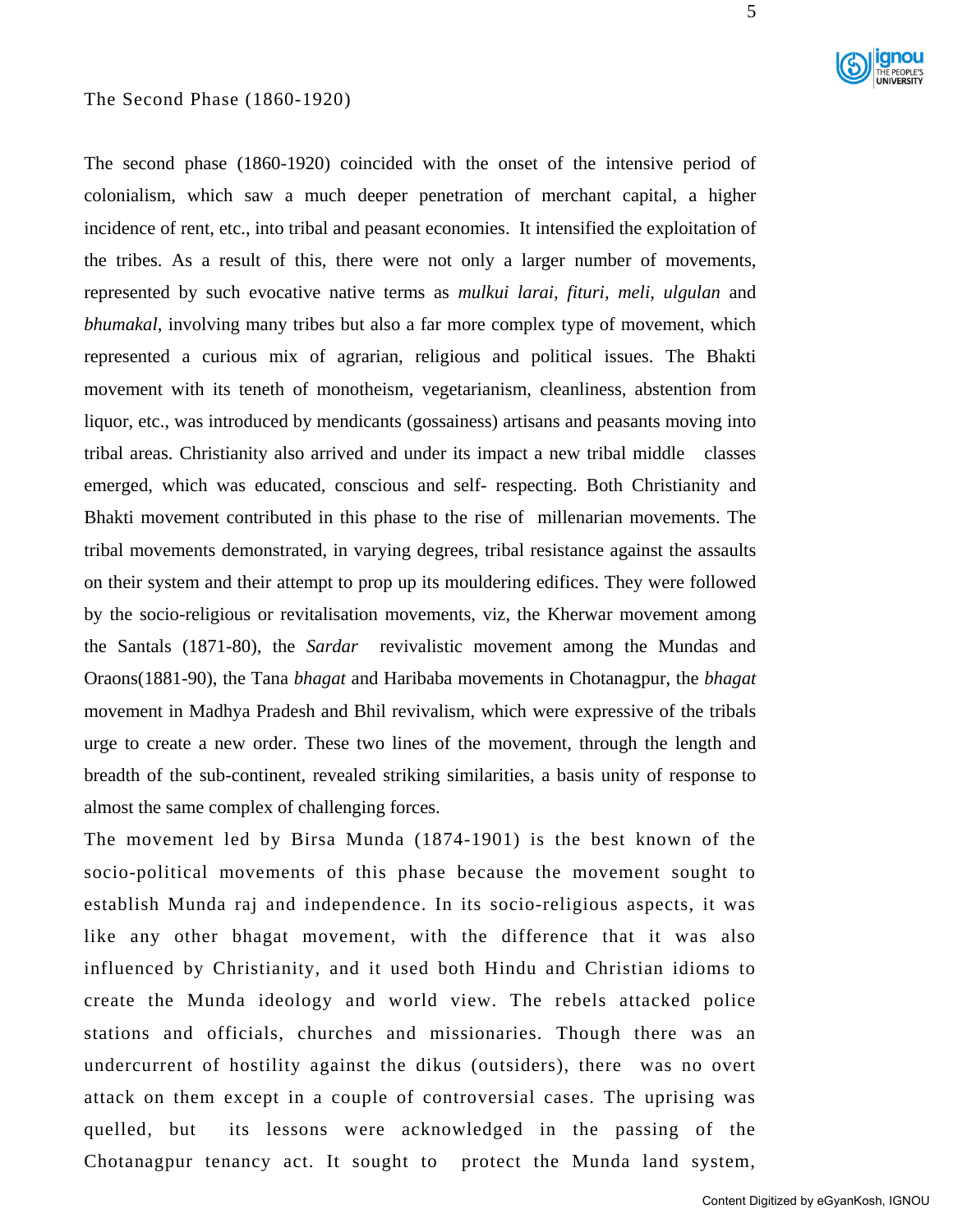## The Second Phase (1860-1920)

The second phase (1860-1920) coincided with the onset of the intensive period of colonialism, which saw a much deeper penetration of merchant capital, a higher incidence of rent, etc., into tribal and peasant economies. It intensified the exploitation of the tribes. As a result of this, there were not only a larger number of movements, represented by such evocative native terms as *mulkui larai, fituri, meli, ulgulan* and *bhumakal*, involving many tribes but also a far more complex type of movement, which represented a curious mix of agrarian, religious and political issues. The Bhakti movement with its teneth of monotheism, vegetarianism, cleanliness, abstention from liquor, etc., was introduced by mendicants (gossainess) artisans and peasants moving into tribal areas. Christianity also arrived and under its impact a new tribal middle classes emerged, which was educated, conscious and self- respecting. Both Christianity and Bhakti movement contributed in this phase to the rise of millenarian movements. The tribal movements demonstrated, in varying degrees, tribal resistance against the assaults on their system and their attempt to prop up its mouldering edifices. They were followed by the socio-religious or revitalisation movements, viz, the Kherwar movement among the Santals (1871-80), the *Sardar* revivalistic movement among the Mundas and Oraons(1881-90), the Tana *bhagat* and Haribaba movements in Chotanagpur, the *bhagat* movement in Madhya Pradesh and Bhil revivalism, which were expressive of the tribals urge to create a new order. These two lines of the movement, through the length and breadth of the sub-continent, revealed striking similarities, a basis unity of response to almost the same complex of challenging forces.

The movement led by Birsa Munda (1874-1901) is the best known of the socio-political movements of this phase because the movement sought to establish Munda raj and independence. In its socio-religious aspects, it was like any other bhagat movement, with the difference that it was also influenced by Christianity, and it used both Hindu and Christian idioms to create the Munda ideology and world view. The rebels attacked police stations and officials, churches and missionaries. Though there was an undercurrent of hostility against the dikus (outsiders), there was no overt attack on them except in a couple of controversial cases. The uprising was quelled, but its lessons were acknowledged in the passing of the Chotanagpur tenancy act. It sought to protect the Munda land system,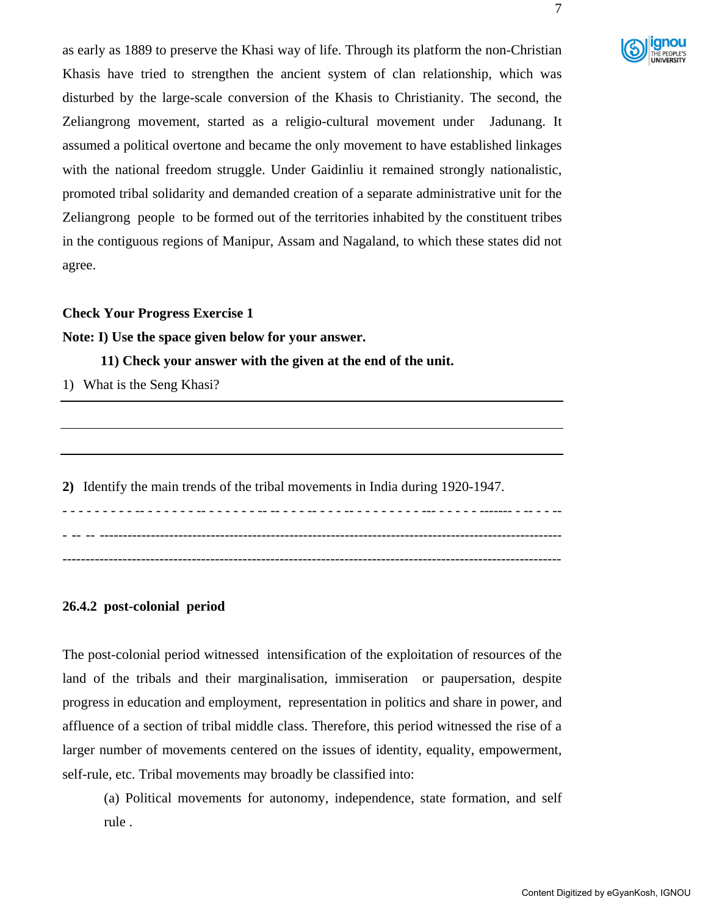as early as 1889 to preserve the Khasi way of life. Through its platform the non-Christian Khasis have tried to strengthen the ancient system of clan relationship, which was disturbed by the large-scale conversion of the Khasis to Christianity. The second, the Zeliangrong movement, started as a religio-cultural movement under Jadunang. It assumed a political overtone and became the only movement to have established linkages with the national freedom struggle. Under Gaidinliu it remained strongly nationalistic, promoted tribal solidarity and demanded creation of a separate administrative unit for the Zeliangrong people to be formed out of the territories inhabited by the constituent tribes in the contiguous regions of Manipur, Assam and Nagaland, to which these states did not agree.

**Check Your Progress Exercise 1**

**Note: I) Use the space given below for your answer.**

**11) Check your answer with the given at the end of the unit.**

1) What is the Seng Khasi?

---

---

---

**2)** Identify the main trends of the tribal movements in India during 1920-1947.

---

---

---

### 26.4.2 post-colonial period

The post-colonial period witnessed intensification of the exploitation of resources of the land of the tribals and their marginalisation, immiseration or paupersation, despite progress in education and employment, representation in politics and share in power, and affluence of a section of tribal middle class. Therefore, this period witnessed the rise of a larger number of movements centered on the issues of identity, equality, empowerment, self-rule, etc. Tribal movements may broadly be classified into:

(a) Political movements for autonomy, independence, state formation, and self rule .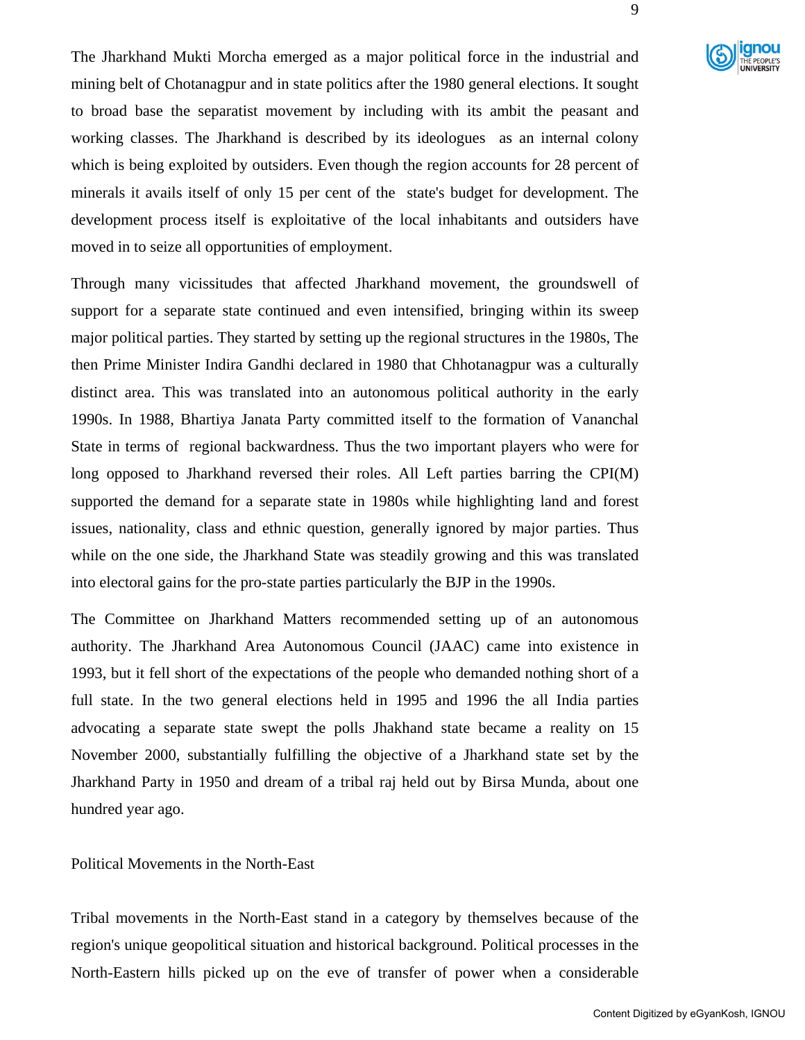The Jharkhand Mukti Morcha emerged as a major political force in the industrial and mining belt of Chotanagpur and in state politics after the 1980 general elections. It sought to broad base the separatist movement by including with its ambit the peasant and working classes. The Jharkhand is described by its ideologues as an internal colony which is being exploited by outsiders. Even though the region accounts for 28 percent of minerals it avails itself of only 15 per cent of the state's budget for development. The development process itself is exploitative of the local inhabitants and outsiders have moved in to seize all opportunities of employment.

Through many vicissitudes that affected Jharkhand movement, the groundswell of support for a separate state continued and even intensified, bringing within its sweep major political parties. They started by setting up the regional structures in the 1980s, The then Prime Minister Indira Gandhi declared in 1980 that Chhotanagpur was a culturally distinct area. This was translated into an autonomous political authority in the early 1990s. In 1988, Bhartiya Janata Party committed itself to the formation of Vananchal State in terms of regional backwardness. Thus the two important players who were for long opposed to Jharkhand reversed their roles. All Left parties barring the CPI(M) supported the demand for a separate state in 1980s while highlighting land and forest issues, nationality, class and ethnic question, generally ignored by major parties. Thus while on the one side, the Jharkhand State was steadily growing and this was translated into electoral gains for the pro-state parties particularly the BJP in the 1990s.

The Committee on Jharkhand Matters recommended setting up of an autonomous authority. The Jharkhand Area Autonomous Council (JAAC) came into existence in 1993, but it fell short of the expectations of the people who demanded nothing short of a full state. In the two general elections held in 1995 and 1996 the all India parties advocating a separate state swept the polls Jhakhand state became a reality on 15 November 2000, substantially fulfilling the objective of a Jharkhand state set by the Jharkhand Party in 1950 and dream of a tribal raj held out by Birsa Munda, about one hundred year ago.

## Political Movements in the North-East

Tribal movements in the North-East stand in a category by themselves because of the region's unique geopolitical situation and historical background. Political processes in the North-Eastern hills picked up on the eve of transfer of power when a considerable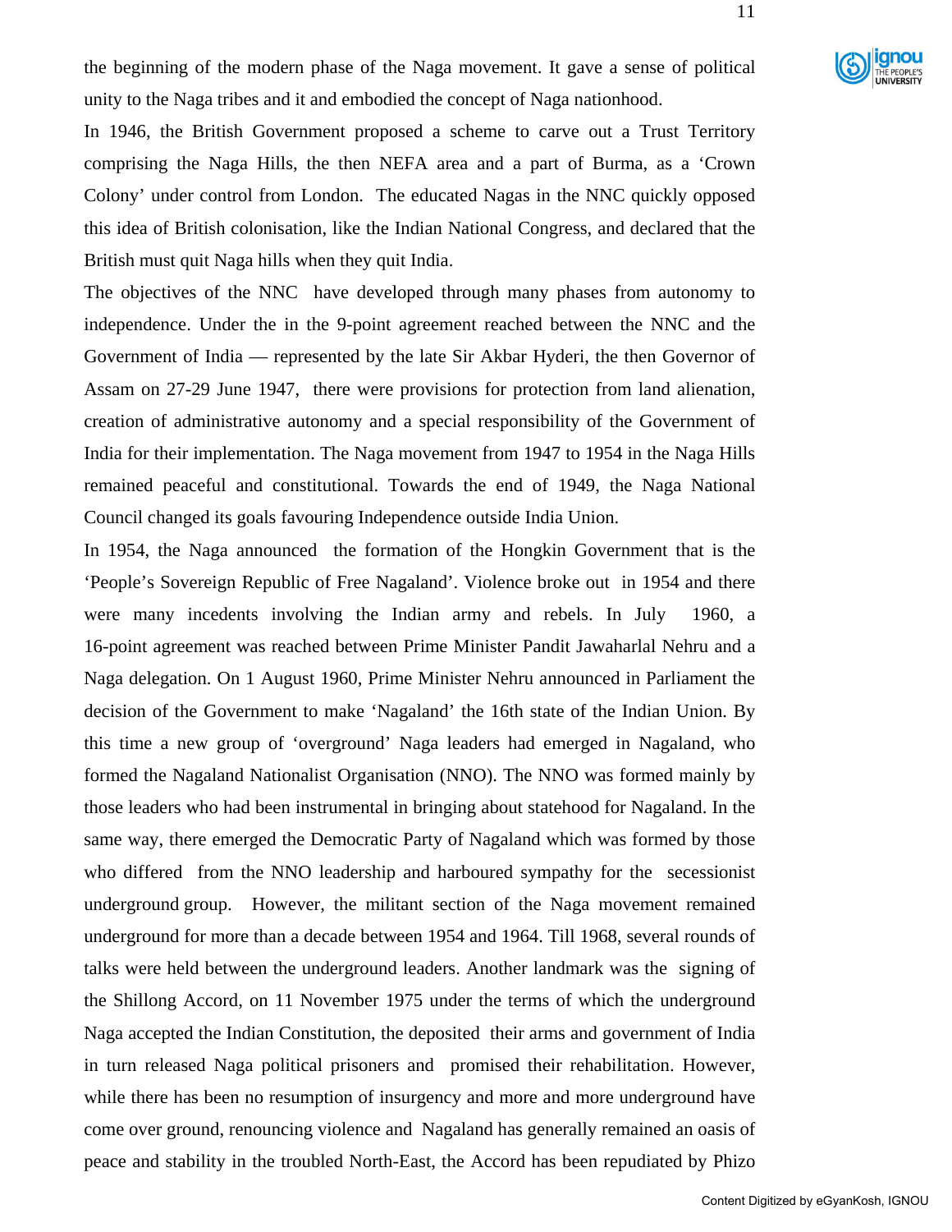the beginning of the modern phase of the Naga movement. It gave a sense of political unity to the Naga tribes and it and embodied the concept of Naga nationhood.

In 1946, the British Government proposed a scheme to carve out a Trust Territory comprising the Naga Hills, the then NEFA area and a part of Burma, as a 'Crown Colony' under control from London. The educated Nagas in the NNC quickly opposed this idea of British colonisation, like the Indian National Congress, and declared that the British must quit Naga hills when they quit India.

The objectives of the NNC have developed through many phases from autonomy to independence. Under the in the 9-point agreement reached between the NNC and the Government of India — represented by the late Sir Akbar Hyderi, the then Governor of Assam on 27-29 June 1947, there were provisions for protection from land alienation, creation of administrative autonomy and a special responsibility of the Government of India for their implementation. The Naga movement from 1947 to 1954 in the Naga Hills remained peaceful and constitutional. Towards the end of 1949, the Naga National Council changed its goals favouring Independence outside India Union.

In 1954, the Naga announced the formation of the Hongkin Government that is the 'People's Sovereign Republic of Free Nagaland'. Violence broke out in 1954 and there were many incedents involving the Indian army and rebels. In July 1960, a 16-point agreement was reached between Prime Minister Pandit Jawaharlal Nehru and a Naga delegation. On 1 August 1960, Prime Minister Nehru announced in Parliament the decision of the Government to make 'Nagaland' the 16th state of the Indian Union. By this time a new group of 'overground' Naga leaders had emerged in Nagaland, who formed the Nagaland Nationalist Organisation (NNO). The NNO was formed mainly by those leaders who had been instrumental in bringing about statehood for Nagaland. In the same way, there emerged the Democratic Party of Nagaland which was formed by those who differed from the NNO leadership and harboured sympathy for the secessionist underground group. However, the militant section of the Naga movement remained underground for more than a decade between 1954 and 1964. Till 1968, several rounds of talks were held between the underground leaders. Another landmark was the signing of the Shillong Accord, on 11 November 1975 under the terms of which the underground Naga accepted the Indian Constitution, the deposited their arms and government of India in turn released Naga political prisoners and promised their rehabilitation. However, while there has been no resumption of insurgency and more and more underground have come over ground, renouncing violence and Nagaland has generally remained an oasis of peace and stability in the troubled North-East, the Accord has been repudiated by Phizo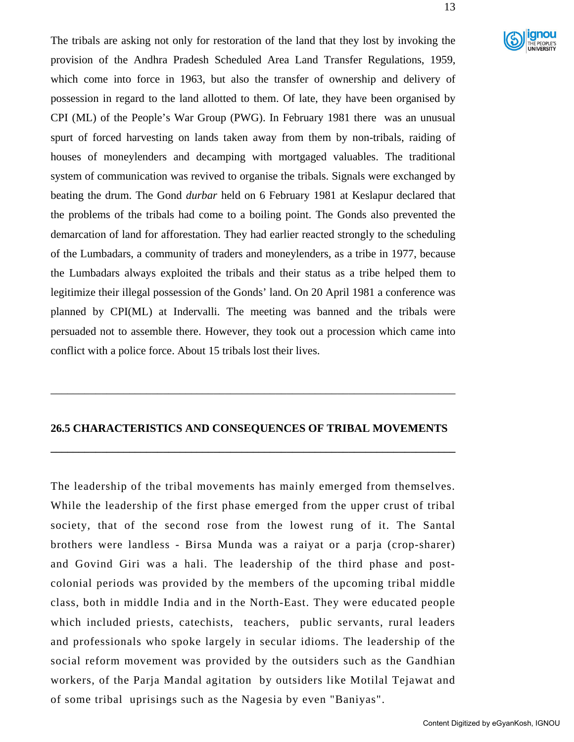The tribals are asking not only for restoration of the land that they lost by invoking the provision of the Andhra Pradesh Scheduled Area Land Transfer Regulations, 1959, which come into force in 1963, but also the transfer of ownership and delivery of possession in regard to the land allotted to them. Of late, they have been organised by CPI (ML) of the People's War Group (PWG). In February 1981 there was an unusual spurt of forced harvesting on lands taken away from them by non-tribals, raiding of houses of moneylenders and decamping with mortgaged valuables. The traditional system of communication was revived to organise the tribals. Signals were exchanged by beating the drum. The Gond *durbar* held on 6 February 1981 at Keslapur declared that the problems of the tribals had come to a boiling point. The Gonds also prevented the demarcation of land for afforestation. They had earlier reacted strongly to the scheduling of the Lumbadars, a community of traders and moneylenders, as a tribe in 1977, because the Lumbadars always exploited the tribals and their status as a tribe helped them to legitimize their illegal possession of the Gonds' land. On 20 April 1981 a conference was planned by CPI(ML) at Indervalli. The meeting was banned and the tribals were persuaded not to assemble there. However, they took out a procession which came into conflict with a police force. About 15 tribals lost their lives.

## 26.5 CHARACTERISTICS AND CONSEQUENCES OF TRIBAL MOVEMENTS

The leadership of the tribal movements has mainly emerged from themselves. While the leadership of the first phase emerged from the upper crust of tribal society, that of the second rose from the lowest rung of it. The Santal brothers were landless - Birsa Munda was a raiyat or a parja (crop-sharer) and Govind Giri was a hali. The leadership of the third phase and post-colonial periods was provided by the members of the upcoming tribal middle class, both in middle India and in the North-East. They were educated people which included priests, catechists, teachers, public servants, rural leaders and professionals who spoke largely in secular idioms. The leadership of the social reform movement was provided by the outsiders such as the Gandhian workers, of the Parja Mandal agitation by outsiders like Motilal Tejawat and of some tribal uprisings such as the Nagesia by even "Baniyas".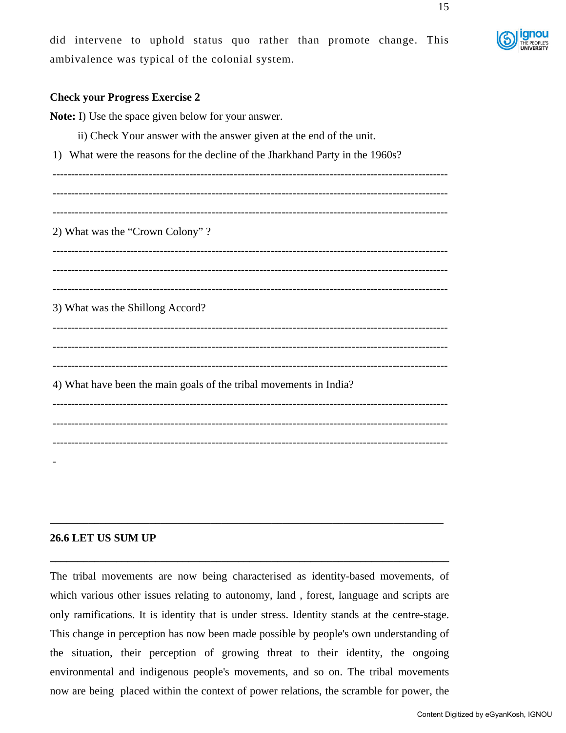did intervene to uphold status quo rather than promote change. This ambivalence was typical of the colonial system.

**Check your Progress Exercise 2**

**Note:** I) Use the space given below for your answer.

ii) Check Your answer with the answer given at the end of the unit.

1) What were the reasons for the decline of the Jharkhand Party in the 1960s?

---

2) What was the "Crown Colony" ?

---

3) What was the Shillong Accord?

---

4) What have been the main goals of the tribal movements in India?

---

## 26.6 LET US SUM UP

The tribal movements are now being characterised as identity-based movements, of which various other issues relating to autonomy, land , forest, language and scripts are only ramifications. It is identity that is under stress. Identity stands at the centre-stage. This change in perception has now been made possible by people's own understanding of the situation, their perception of growing threat to their identity, the ongoing environmental and indigenous people's movements, and so on. The tribal movements now are being placed within the context of power relations, the scramble for power, the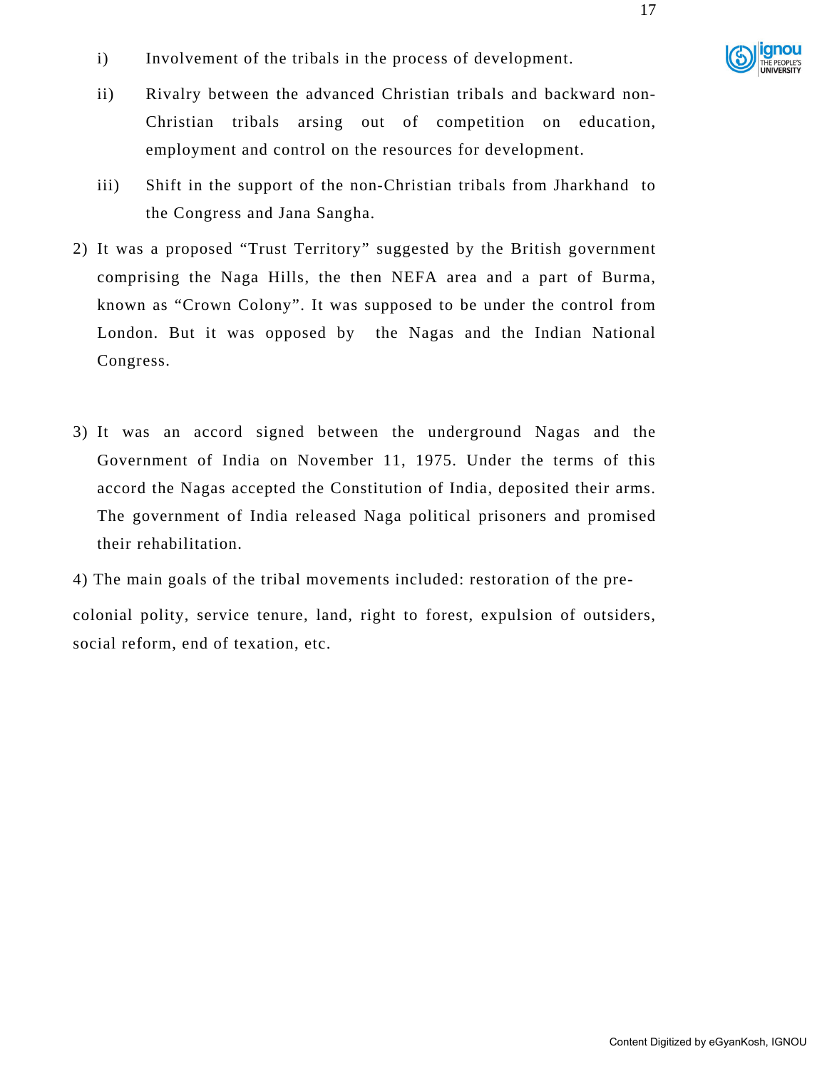i) Involvement of the tribals in the process of development.

ii) Rivalry between the advanced Christian tribals and backward non-Christian tribals arsing out of competition on education, employment and control on the resources for development.

iii) Shift in the support of the non-Christian tribals from Jharkhand to the Congress and Jana Sangha.

2) It was a proposed "Trust Territory" suggested by the British government comprising the Naga Hills, the then NEFA area and a part of Burma, known as "Crown Colony". It was supposed to be under the control from London. But it was opposed by the Nagas and the Indian National Congress.

3) It was an accord signed between the underground Nagas and the Government of India on November 11, 1975. Under the terms of this accord the Nagas accepted the Constitution of India, deposited their arms. The government of India released Naga political prisoners and promised their rehabilitation.

4) The main goals of the tribal movements included: restoration of the pre-colonial polity, service tenure, land, right to forest, expulsion of outsiders, social reform, end of texation, etc.